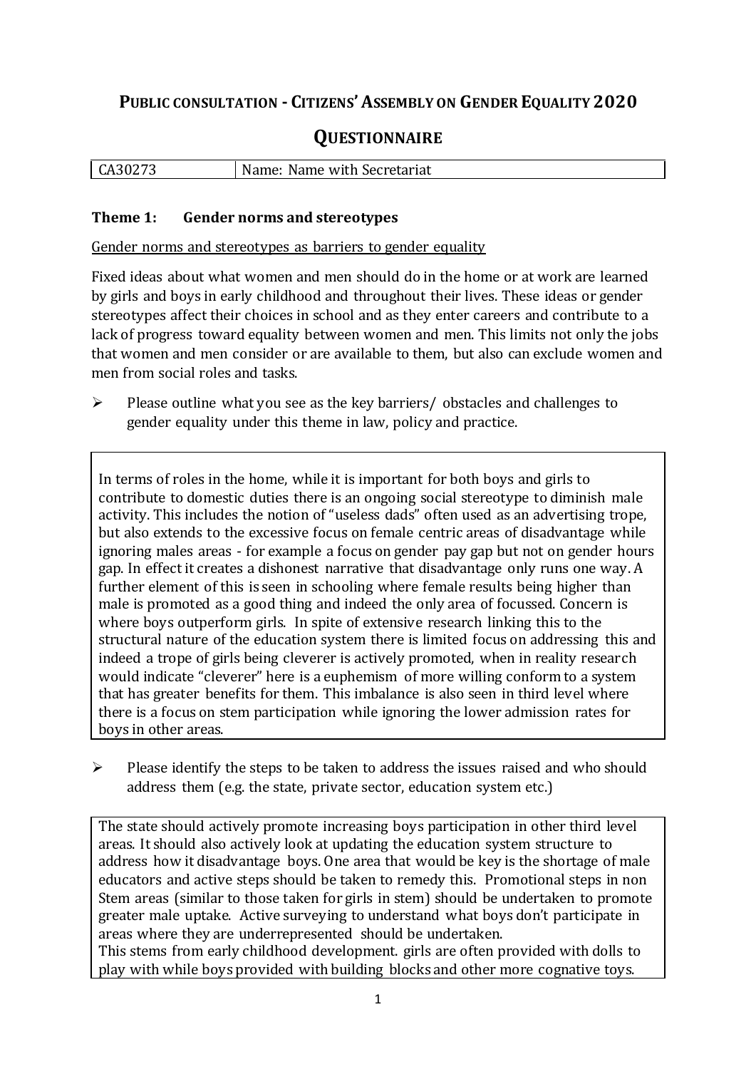# PUBLIC CONSULTATION - CITIZENS' ASSEMBLY ON GENDER EQUALITY 2020

## QUESTIONNAIRE

| CA30273 | Name: Name with Secretariat |
|---|---|

### Theme 1: Gender norms and stereotypes

Gender norms and stereotypes as barriers to gender equality

Fixed ideas about what women and men should do in the home or at work are learned by girls and boys in early childhood and throughout their lives. These ideas or gender stereotypes affect their choices in school and as they enter careers and contribute to a lack of progress toward equality between women and men. This limits not only the jobs that women and men consider or are available to them, but also can exclude women and men from social roles and tasks.

- Please outline what you see as the key barriers/ obstacles and challenges to gender equality under this theme in law, policy and practice.

In terms of roles in the home, while it is important for both boys and girls to contribute to domestic duties there is an ongoing social stereotype to diminish male activity. This includes the notion of "useless dads" often used as an advertising trope, but also extends to the excessive focus on female centric areas of disadvantage while ignoring males areas - for example a focus on gender pay gap but not on gender hours gap. In effect it creates a dishonest narrative that disadvantage only runs one way. A further element of this is seen in schooling where female results being higher than male is promoted as a good thing and indeed the only area of focussed. Concern is where boys outperform girls. In spite of extensive research linking this to the structural nature of the education system there is limited focus on addressing this and indeed a trope of girls being cleverer is actively promoted, when in reality research would indicate "cleverer" here is a euphemism of more willing conform to a system that has greater benefits for them. This imbalance is also seen in third level where there is a focus on stem participation while ignoring the lower admission rates for boys in other areas.

- Please identify the steps to be taken to address the issues raised and who should address them (e.g. the state, private sector, education system etc.)

The state should actively promote increasing boys participation in other third level areas. It should also actively look at updating the education system structure to address how it disadvantage boys. One area that would be key is the shortage of male educators and active steps should be taken to remedy this. Promotional steps in non Stem areas (similar to those taken for girls in stem) should be undertaken to promote greater male uptake. Active surveying to understand what boys don't participate in areas where they are underrepresented should be undertaken.
This stems from early childhood development. girls are often provided with dolls to play with while boys provided with building blocks and other more cognative toys.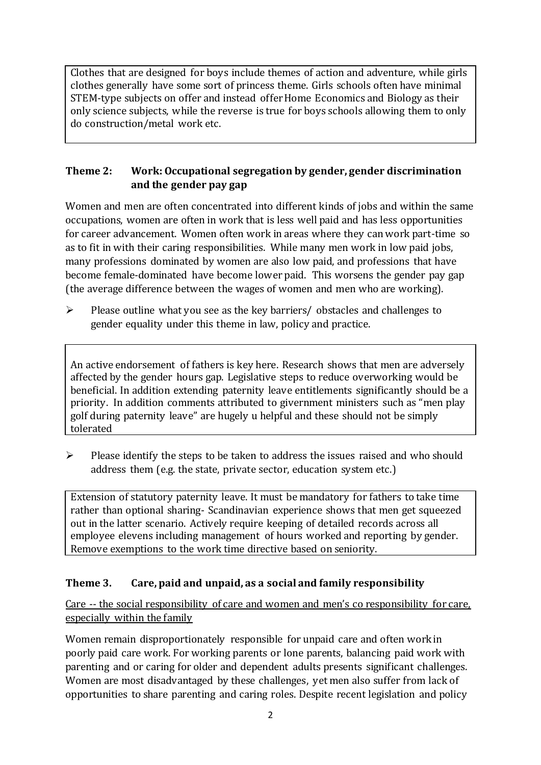Clothes that are designed for boys include themes of action and adventure, while girls clothes generally have some sort of princess theme. Girls schools often have minimal STEM-type subjects on offer and instead offer Home Economics and Biology as their only science subjects, while the reverse is true for boys schools allowing them to only do construction/metal work etc.

## Theme 2: Work: Occupational segregation by gender, gender discrimination and the gender pay gap

Women and men are often concentrated into different kinds of jobs and within the same occupations, women are often in work that is less well paid and has less opportunities for career advancement. Women often work in areas where they can work part-time so as to fit in with their caring responsibilities. While many men work in low paid jobs, many professions dominated by women are also low paid, and professions that have become female-dominated have become lower paid. This worsens the gender pay gap (the average difference between the wages of women and men who are working).

- Please outline what you see as the key barriers/ obstacles and challenges to gender equality under this theme in law, policy and practice.

An active endorsement of fathers is key here. Research shows that men are adversely affected by the gender hours gap. Legislative steps to reduce overworking would be beneficial. In addition extending paternity leave entitlements significantly should be a priority. In addition comments attributed to givernment ministers such as "men play golf during paternity leave" are hugely u helpful and these should not be simply tolerated

- Please identify the steps to be taken to address the issues raised and who should address them (e.g. the state, private sector, education system etc.)

Extension of statutory paternity leave. It must be mandatory for fathers to take time rather than optional sharing- Scandinavian experience shows that men get squeezed out in the latter scenario. Actively require keeping of detailed records across all employee elevens including management of hours worked and reporting by gender. Remove exemptions to the work time directive based on seniority.

## Theme 3. Care, paid and unpaid, as a social and family responsibility

Care -- the social responsibility of care and women and men's co responsibility for care, especially within the family

Women remain disproportionately responsible for unpaid care and often work in poorly paid care work. For working parents or lone parents, balancing paid work with parenting and or caring for older and dependent adults presents significant challenges. Women are most disadvantaged by these challenges, yet men also suffer from lack of opportunities to share parenting and caring roles. Despite recent legislation and policy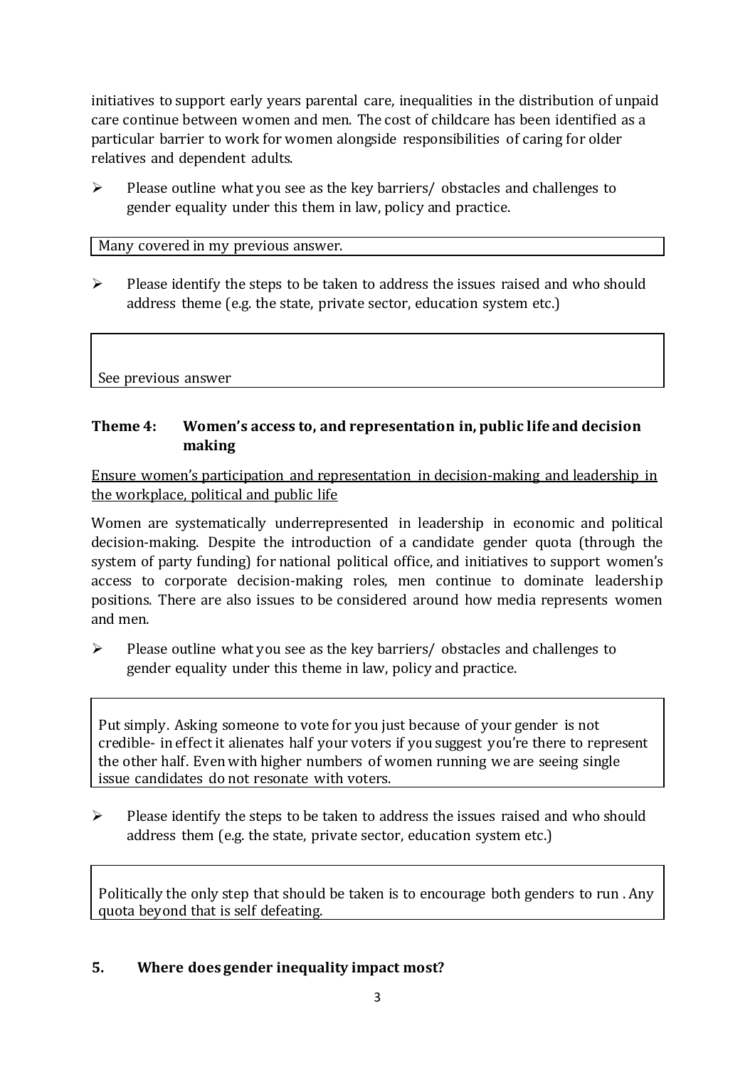initiatives to support early years parental care, inequalities in the distribution of unpaid care continue between women and men. The cost of childcare has been identified as a particular barrier to work for women alongside responsibilities of caring for older relatives and dependent adults.

- Please outline what you see as the key barriers/ obstacles and challenges to gender equality under this them in law, policy and practice.

| Many covered in my previous answer. |
|---|

- Please identify the steps to be taken to address the issues raised and who should address theme (e.g. the state, private sector, education system etc.)

| See previous answer |
|---|

### Theme 4: Women's access to, and representation in, public life and decision making

<u>Ensure women's participation and representation in decision-making and leadership in the workplace, political and public life</u>

Women are systematically underrepresented in leadership in economic and political decision-making. Despite the introduction of a candidate gender quota (through the system of party funding) for national political office, and initiatives to support women's access to corporate decision-making roles, men continue to dominate leadership positions. There are also issues to be considered around how media represents women and men.

- Please outline what you see as the key barriers/ obstacles and challenges to gender equality under this theme in law, policy and practice.

| Put simply. Asking someone to vote for you just because of your gender is not credible- in effect it alienates half your voters if you suggest you're there to represent the other half. Even with higher numbers of women running we are seeing single issue candidates do not resonate with voters. |
|---|

- Please identify the steps to be taken to address the issues raised and who should address them (e.g. the state, private sector, education system etc.)

| Politically the only step that should be taken is to encourage both genders to run . Any quota beyond that is self defeating. |
|---|

## 5. Where does gender inequality impact most?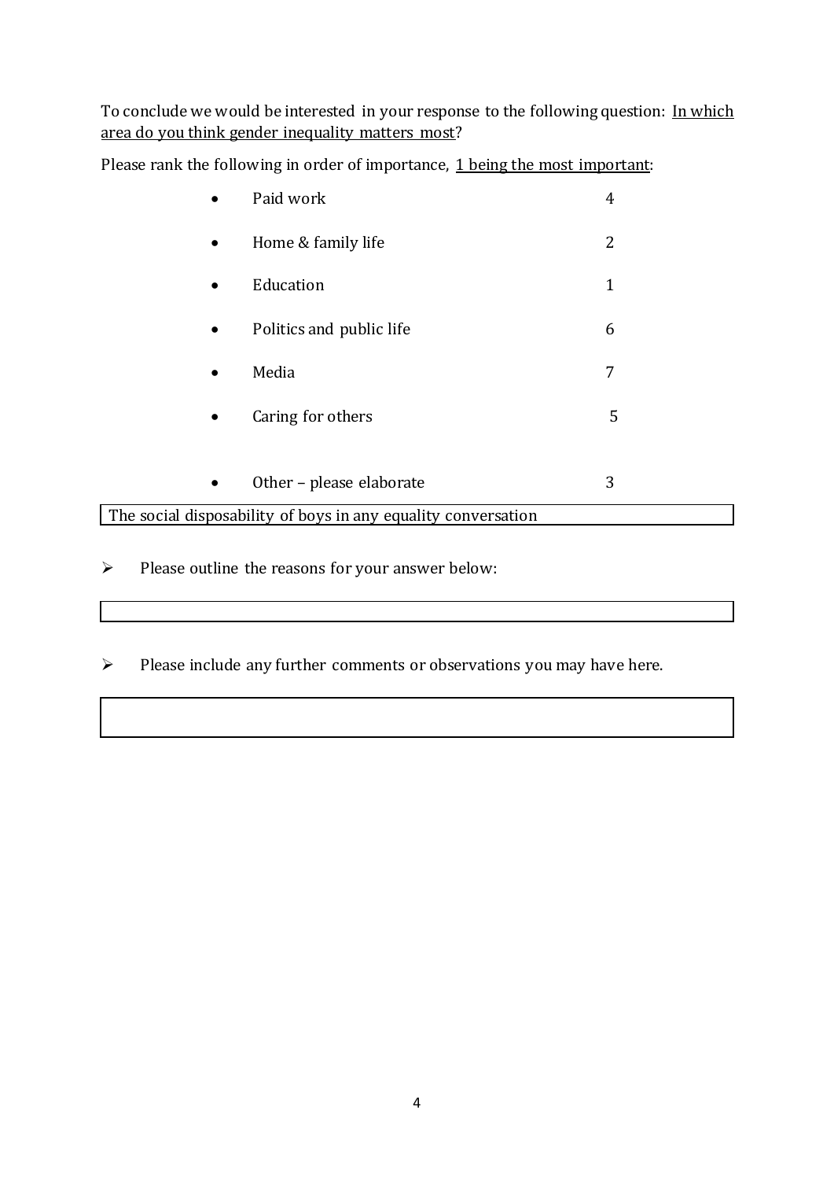To conclude we would be interested in your response to the following question: <u>In which area do you think gender inequality matters most</u>?

Please rank the following in order of importance, <u>1 being the most important</u>:

| | |
|---|---|
| • Paid work | 4 |
| • Home & family life | 2 |
| • Education | 1 |
| • Politics and public life | 6 |
| • Media | 7 |
| • Caring for others | 5 |
| • Other – please elaborate | 3 |

The social disposability of boys in any equality conversation

- Please outline the reasons for your answer below:

- Please include any further comments or observations you may have here.